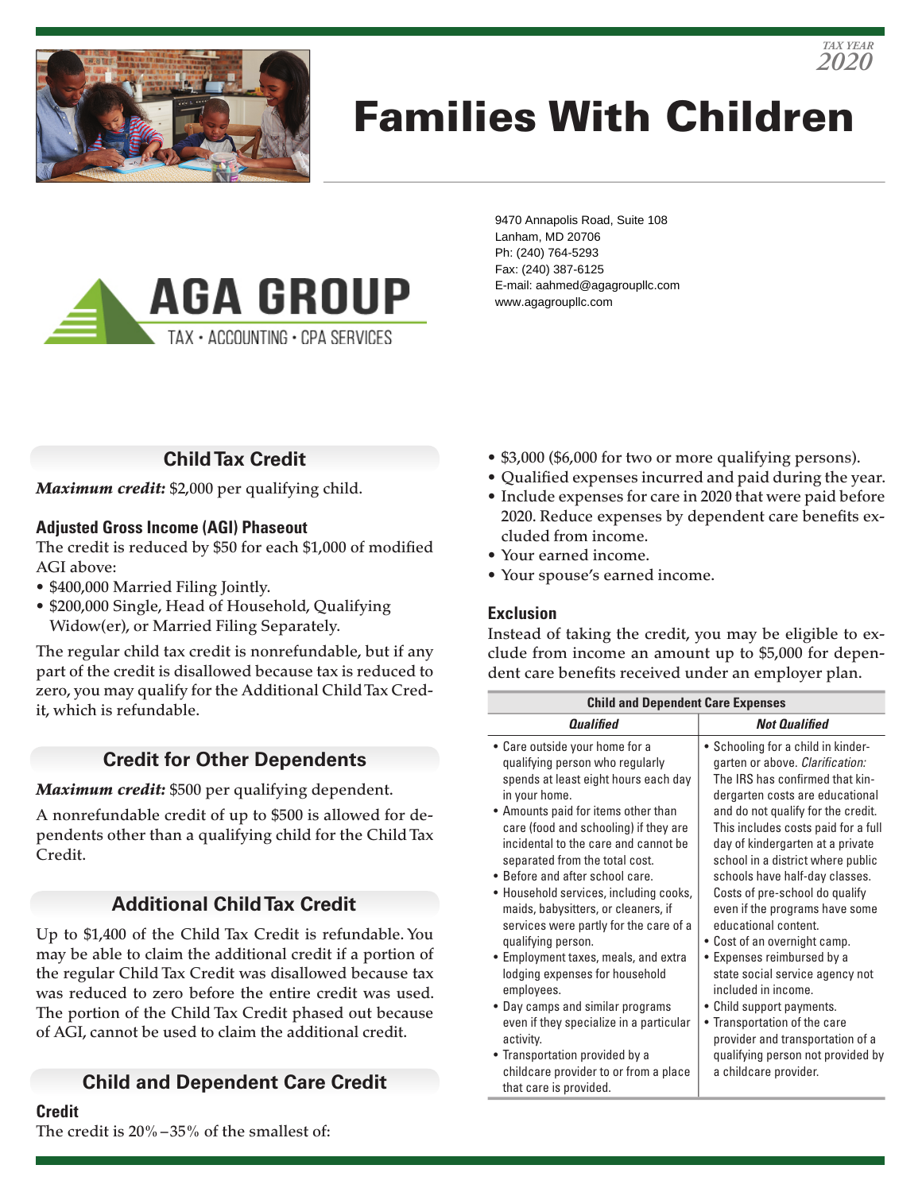TAX YEAR 2020

# Families With Children

AGA GROUP
TAX • ACCOUNTING • CPA SERVICES

9470 Annapolis Road, Suite 108
Lanham, MD 20706
Ph: (240) 764-5293
Fax: (240) 387-6125
E-mail: aahmed@agagroupllc.com
www.agagroupllc.com

## Child Tax Credit

***Maximum credit:*** $2,000 per qualifying child.

### Adjusted Gross Income (AGI) Phaseout

The credit is reduced by $50 for each $1,000 of modified AGI above:

- $400,000 Married Filing Jointly.
- $200,000 Single, Head of Household, Qualifying Widow(er), or Married Filing Separately.

The regular child tax credit is nonrefundable, but if any part of the credit is disallowed because tax is reduced to zero, you may qualify for the Additional Child Tax Credit, which is refundable.

## Credit for Other Dependents

***Maximum credit:*** $500 per qualifying dependent.

A nonrefundable credit of up to $500 is allowed for dependents other than a qualifying child for the Child Tax Credit.

## Additional Child Tax Credit

Up to $1,400 of the Child Tax Credit is refundable. You may be able to claim the additional credit if a portion of the regular Child Tax Credit was disallowed because tax was reduced to zero before the entire credit was used. The portion of the Child Tax Credit phased out because of AGI, cannot be used to claim the additional credit.

## Child and Dependent Care Credit

### Credit

The credit is 20%–35% of the smallest of:

- $3,000 ($6,000 for two or more qualifying persons).
- Qualified expenses incurred and paid during the year.
- Include expenses for care in 2020 that were paid before 2020. Reduce expenses by dependent care benefits excluded from income.
- Your earned income.
- Your spouse's earned income.

### Exclusion

Instead of taking the credit, you may be eligible to exclude from income an amount up to $5,000 for dependent care benefits received under an employer plan.

| Child and Dependent Care Expenses | |
|---|---|
| ***Qualified*** | ***Not Qualified*** |
| • Care outside your home for a qualifying person who regularly spends at least eight hours each day in your home.<br>• Amounts paid for items other than care (food and schooling) if they are incidental to the care and cannot be separated from the total cost.<br>• Before and after school care.<br>• Household services, including cooks, maids, babysitters, or cleaners, if services were partly for the care of a qualifying person.<br>• Employment taxes, meals, and extra lodging expenses for household employees.<br>• Day camps and similar programs even if they specialize in a particular activity.<br>• Transportation provided by a childcare provider to or from a place that care is provided. | • Schooling for a child in kindergarten or above. *Clarification:* The IRS has confirmed that kindergarten costs are educational and do not qualify for the credit. This includes costs paid for a full day of kindergarten at a private school in a district where public schools have half-day classes. Costs of pre-school do qualify even if the programs have some educational content.<br>• Cost of an overnight camp.<br>• Expenses reimbursed by a state social service agency not included in income.<br>• Child support payments.<br>• Transportation of the care provider and transportation of a qualifying person not provided by a childcare provider. |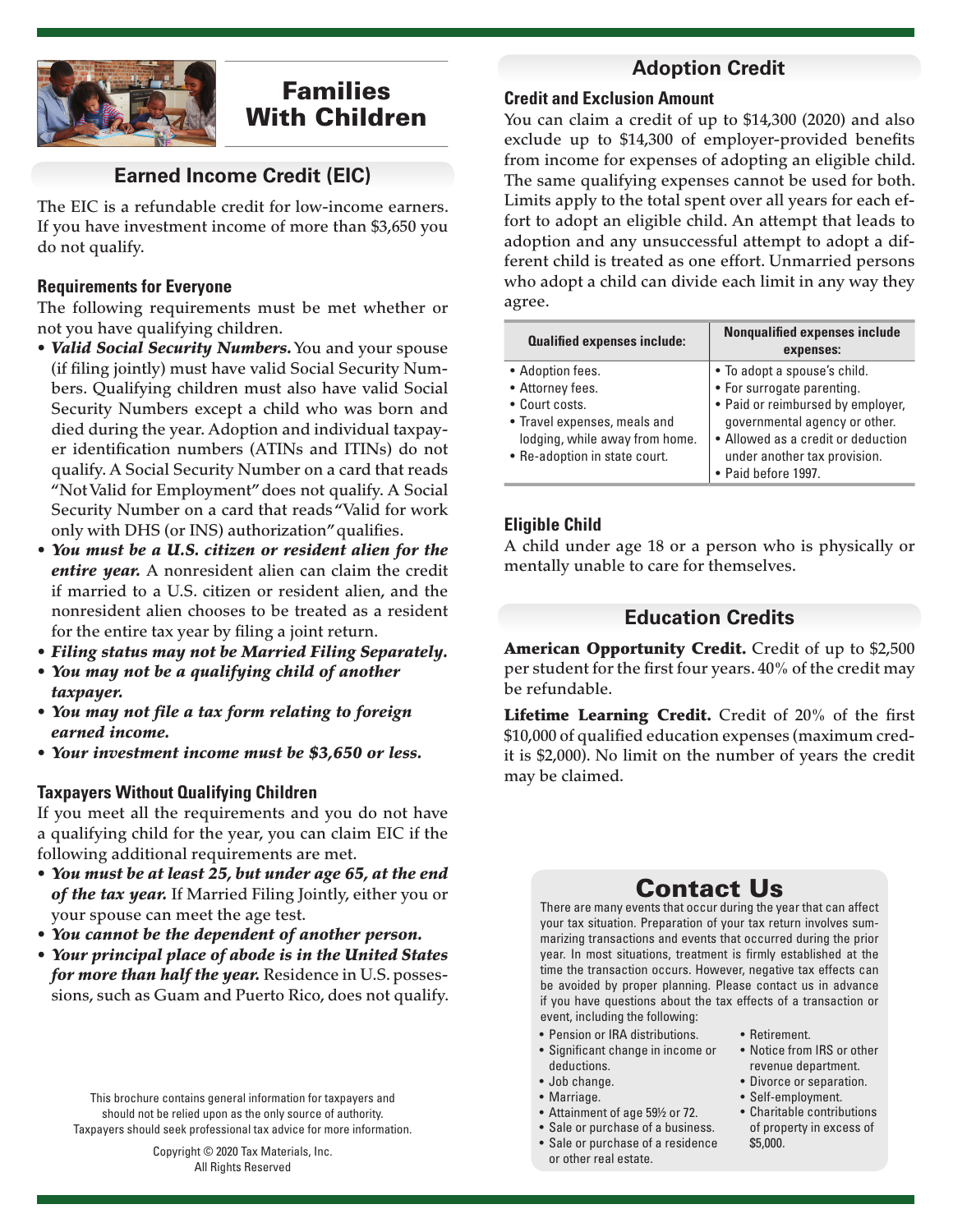# Families With Children

## Earned Income Credit (EIC)

The EIC is a refundable credit for low-income earners. If you have investment income of more than $3,650 you do not qualify.

### Requirements for Everyone

The following requirements must be met whether or not you have qualifying children.

- ***Valid Social Security Numbers.*** You and your spouse (if filing jointly) must have valid Social Security Numbers. Qualifying children must also have valid Social Security Numbers except a child who was born and died during the year. Adoption and individual taxpayer identification numbers (ATINs and ITINs) do not qualify. A Social Security Number on a card that reads "Not Valid for Employment" does not qualify. A Social Security Number on a card that reads "Valid for work only with DHS (or INS) authorization" qualifies.
- ***You must be a U.S. citizen or resident alien for the entire year.*** A nonresident alien can claim the credit if married to a U.S. citizen or resident alien, and the nonresident alien chooses to be treated as a resident for the entire tax year by filing a joint return.
- ***Filing status may not be Married Filing Separately.***
- ***You may not be a qualifying child of another taxpayer.***
- ***You may not file a tax form relating to foreign earned income.***
- ***Your investment income must be $3,650 or less.***

### Taxpayers Without Qualifying Children

If you meet all the requirements and you do not have a qualifying child for the year, you can claim EIC if the following additional requirements are met.

- ***You must be at least 25, but under age 65, at the end of the tax year.*** If Married Filing Jointly, either you or your spouse can meet the age test.
- ***You cannot be the dependent of another person.***
- ***Your principal place of abode is in the United States for more than half the year.*** Residence in U.S. possessions, such as Guam and Puerto Rico, does not qualify.

This brochure contains general information for taxpayers and should not be relied upon as the only source of authority. Taxpayers should seek professional tax advice for more information.

Copyright © 2020 Tax Materials, Inc.
All Rights Reserved

## Adoption Credit

### Credit and Exclusion Amount

You can claim a credit of up to $14,300 (2020) and also exclude up to $14,300 of employer-provided benefits from income for expenses of adopting an eligible child. The same qualifying expenses cannot be used for both. Limits apply to the total spent over all years for each effort to adopt an eligible child. An attempt that leads to adoption and any unsuccessful attempt to adopt a different child is treated as one effort. Unmarried persons who adopt a child can divide each limit in any way they agree.

| Qualified expenses include: | Nonqualified expenses include expenses: |
|---|---|
| • Adoption fees.<br>• Attorney fees.<br>• Court costs.<br>• Travel expenses, meals and lodging, while away from home.<br>• Re-adoption in state court. | • To adopt a spouse's child.<br>• For surrogate parenting.<br>• Paid or reimbursed by employer, governmental agency or other.<br>• Allowed as a credit or deduction under another tax provision.<br>• Paid before 1997. |

### Eligible Child

A child under age 18 or a person who is physically or mentally unable to care for themselves.

## Education Credits

**American Opportunity Credit.** Credit of up to $2,500 per student for the first four years. 40% of the credit may be refundable.

**Lifetime Learning Credit.** Credit of 20% of the first $10,000 of qualified education expenses (maximum credit is $2,000). No limit on the number of years the credit may be claimed.

## Contact Us

There are many events that occur during the year that can affect your tax situation. Preparation of your tax return involves summarizing transactions and events that occurred during the prior year. In most situations, treatment is firmly established at the time the transaction occurs. However, negative tax effects can be avoided by proper planning. Please contact us in advance if you have questions about the tax effects of a transaction or event, including the following:

- Pension or IRA distributions.
- Significant change in income or deductions.
- Job change.
- Marriage.
- Attainment of age 59½ or 72.
- Sale or purchase of a business.
- Sale or purchase of a residence or other real estate.
- Retirement.
- Notice from IRS or other revenue department.
- Divorce or separation.
- Self-employment.
- Charitable contributions of property in excess of $5,000.